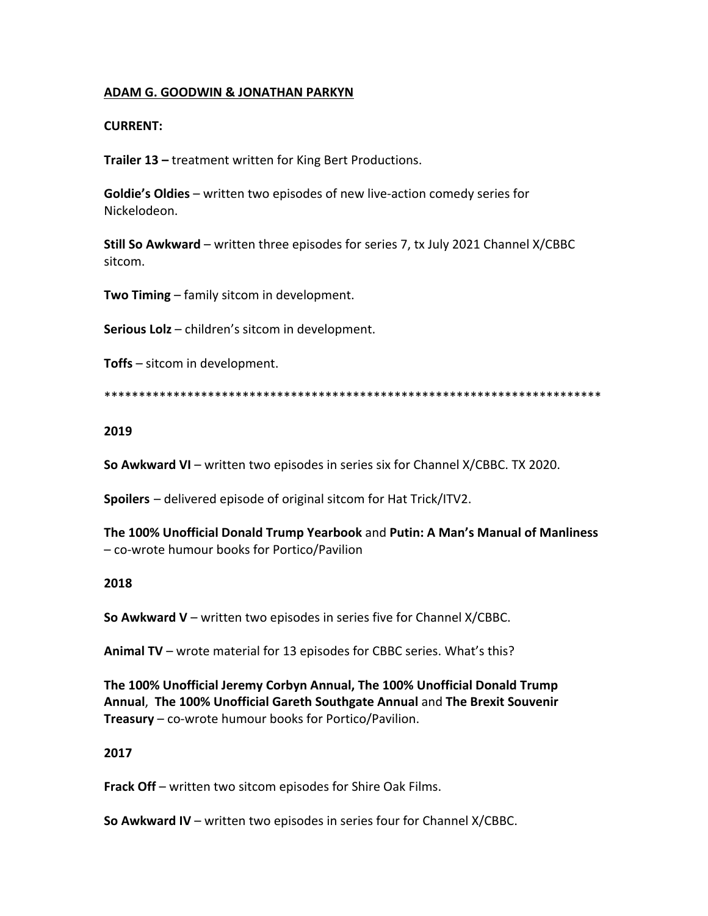**ADAM G. GOODWIN & JONATHAN PARKYN**

**CURRENT:**

**Trailer 13 –** treatment written for King Bert Productions.

**Goldie's Oldies** – written two episodes of new live-action comedy series for Nickelodeon.

**Still So Awkward** – written three episodes for series 7, tx July 2021 Channel X/CBBC sitcom.

**Two Timing** – family sitcom in development.

**Serious Lolz** – children's sitcom in development.

**Toffs** – sitcom in development.

************************************************************************

**2019**

**So Awkward VI** – written two episodes in series six for Channel X/CBBC. TX 2020.

**Spoilers** – delivered episode of original sitcom for Hat Trick/ITV2.

**The 100% Unofficial Donald Trump Yearbook** and **Putin: A Man's Manual of Manliness** – co-wrote humour books for Portico/Pavilion

**2018**

**So Awkward V** – written two episodes in series five for Channel X/CBBC.

**Animal TV** – wrote material for 13 episodes for CBBC series. What's this?

**The 100% Unofficial Jeremy Corbyn Annual, The 100% Unofficial Donald Trump Annual**, **The 100% Unofficial Gareth Southgate Annual** and **The Brexit Souvenir Treasury** – co-wrote humour books for Portico/Pavilion.

**2017**

**Frack Off** – written two sitcom episodes for Shire Oak Films.

**So Awkward IV** – written two episodes in series four for Channel X/CBBC.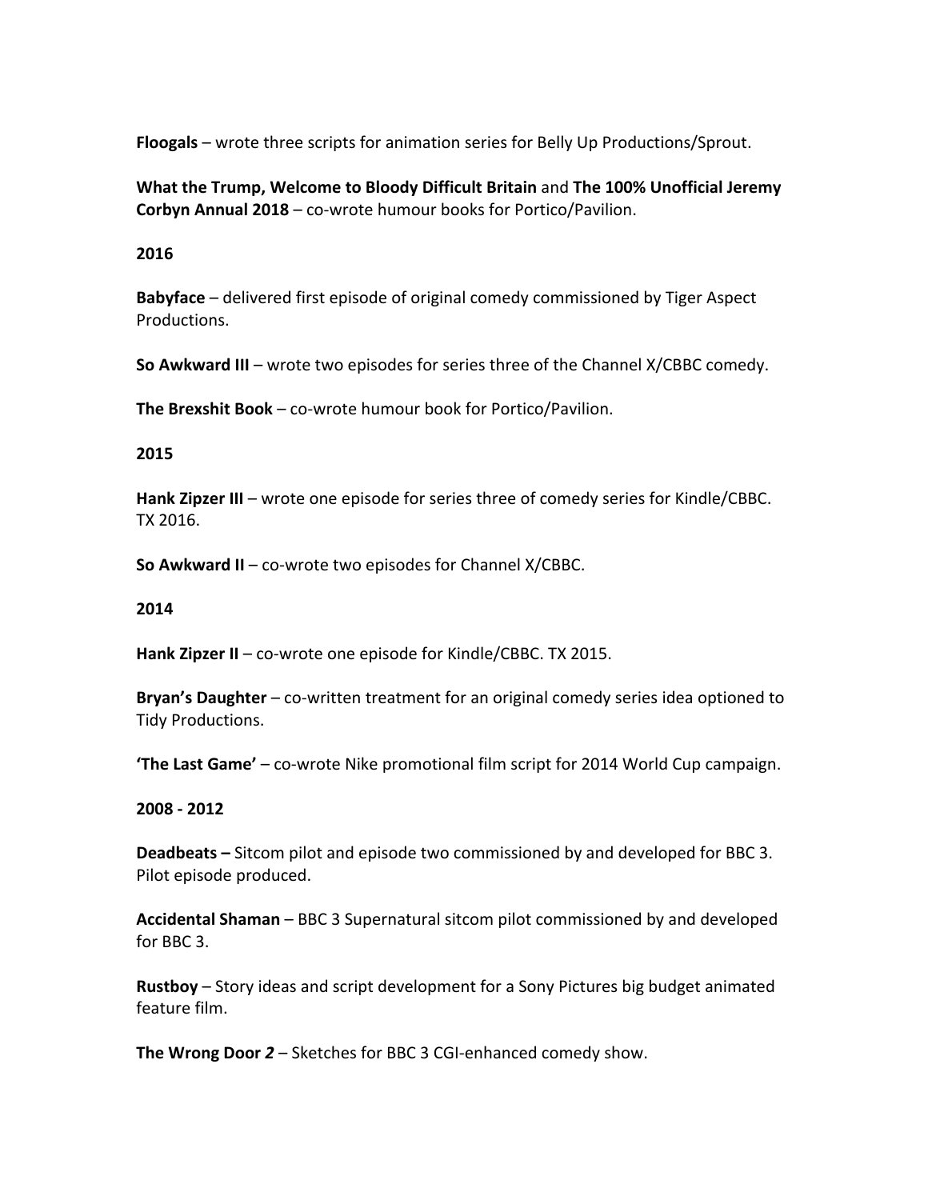**Floogals** – wrote three scripts for animation series for Belly Up Productions/Sprout.

**What the Trump, Welcome to Bloody Difficult Britain** and **The 100% Unofficial Jeremy Corbyn Annual 2018** – co-wrote humour books for Portico/Pavilion.

**2016**

**Babyface** – delivered first episode of original comedy commissioned by Tiger Aspect Productions.

**So Awkward III** – wrote two episodes for series three of the Channel X/CBBC comedy.

**The Brexshit Book** – co-wrote humour book for Portico/Pavilion.

**2015**

**Hank Zipzer III** – wrote one episode for series three of comedy series for Kindle/CBBC. TX 2016.

**So Awkward II** – co-wrote two episodes for Channel X/CBBC.

**2014**

**Hank Zipzer II** – co-wrote one episode for Kindle/CBBC. TX 2015.

**Bryan's Daughter** – co-written treatment for an original comedy series idea optioned to Tidy Productions.

**'The Last Game'** – co-wrote Nike promotional film script for 2014 World Cup campaign.

**2008 - 2012**

**Deadbeats –** Sitcom pilot and episode two commissioned by and developed for BBC 3. Pilot episode produced.

**Accidental Shaman** – BBC 3 Supernatural sitcom pilot commissioned by and developed for BBC 3.

**Rustboy** – Story ideas and script development for a Sony Pictures big budget animated feature film.

**The Wrong Door *2*** – Sketches for BBC 3 CGI-enhanced comedy show.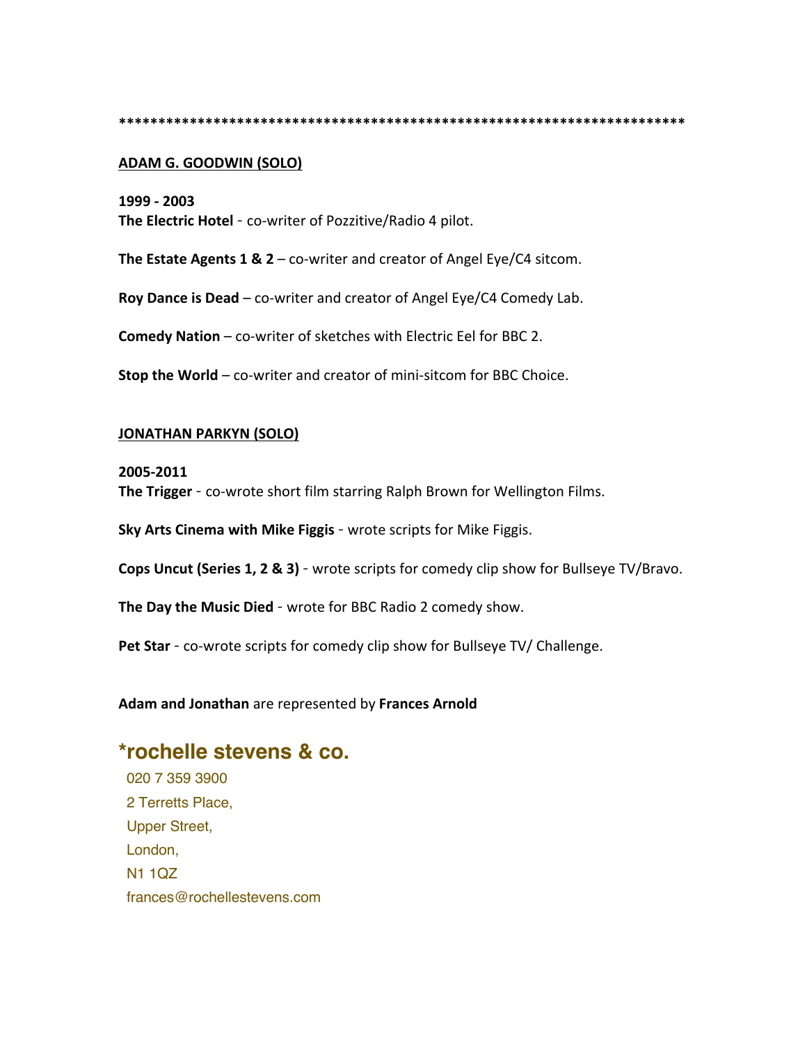************************************************************************

<u>**ADAM G. GOODWIN (SOLO)**</u>

**1999 - 2003**
**The Electric Hotel** - co-writer of Pozzitive/Radio 4 pilot.

**The Estate Agents 1 & 2** – co-writer and creator of Angel Eye/C4 sitcom.

**Roy Dance is Dead** – co-writer and creator of Angel Eye/C4 Comedy Lab.

**Comedy Nation** – co-writer of sketches with Electric Eel for BBC 2.

**Stop the World** – co-writer and creator of mini-sitcom for BBC Choice.

<u>**JONATHAN PARKYN (SOLO)**</u>

**2005-2011**
**The Trigger** - co-wrote short film starring Ralph Brown for Wellington Films.

**Sky Arts Cinema with Mike Figgis** - wrote scripts for Mike Figgis.

**Cops Uncut (Series 1, 2 & 3)** - wrote scripts for comedy clip show for Bullseye TV/Bravo.

**The Day the Music Died** - wrote for BBC Radio 2 comedy show.

**Pet Star** - co-wrote scripts for comedy clip show for Bullseye TV/ Challenge.

**Adam and Jonathan** are represented by **Frances Arnold**

## *rochelle stevens & co.

020 7 359 3900
2 Terretts Place,
Upper Street,
London,
N1 1QZ
frances@rochellestevens.com